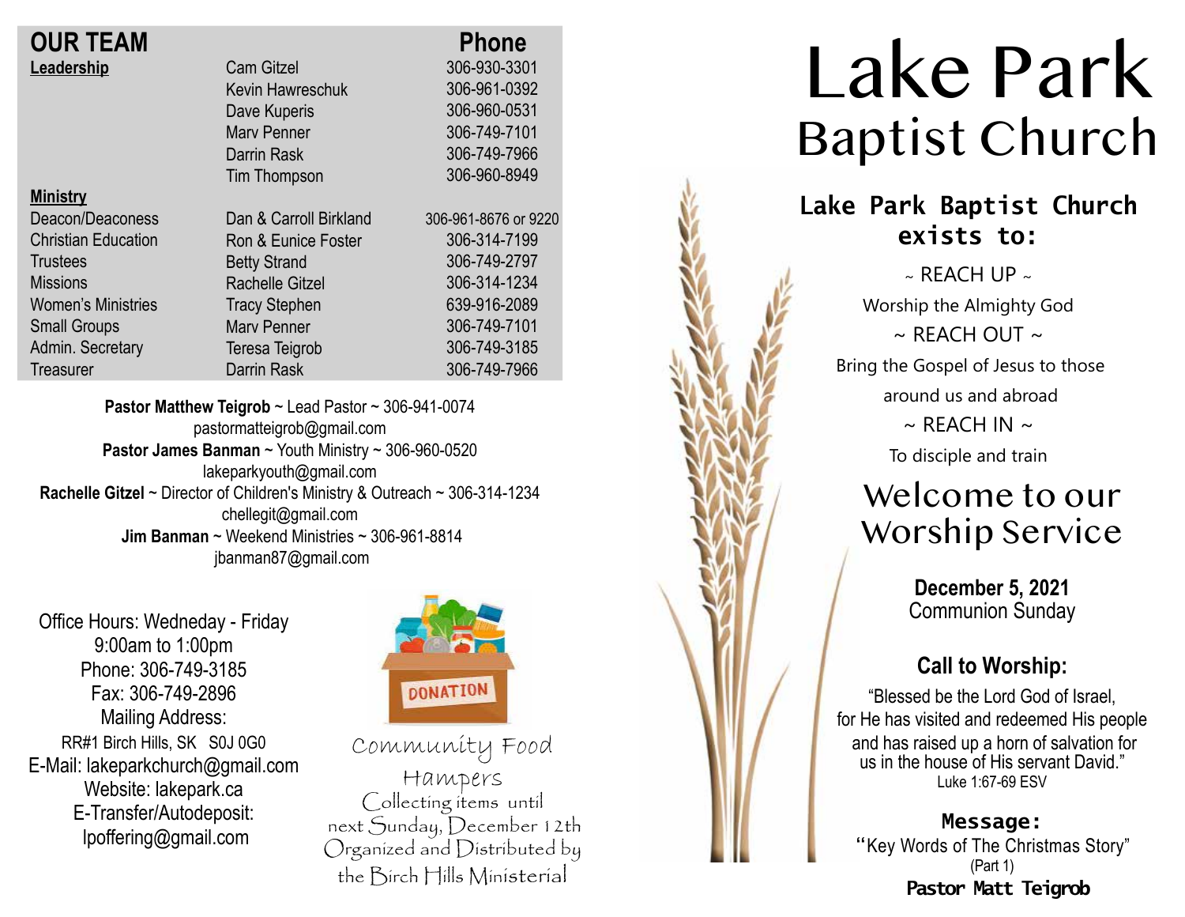## OUR TEAM

| | | Phone |
|---|---|---|
| **Leadership** | Cam Gitzel | 306-930-3301 |
| | Kevin Hawreschuk | 306-961-0392 |
| | Dave Kuperis | 306-960-0531 |
| | Marv Penner | 306-749-7101 |
| | Darrin Rask | 306-749-7966 |
| | Tim Thompson | 306-960-8949 |
| **Ministry** | | |
| Deacon/Deaconess | Dan & Carroll Birkland | 306-961-8676 or 9220 |
| Christian Education | Ron & Eunice Foster | 306-314-7199 |
| Trustees | Betty Strand | 306-749-2797 |
| Missions | Rachelle Gitzel | 306-314-1234 |
| Women's Ministries | Tracy Stephen | 639-916-2089 |
| Small Groups | Marv Penner | 306-749-7101 |
| Admin. Secretary | Teresa Teigrob | 306-749-3185 |
| Treasurer | Darrin Rask | 306-749-7966 |

**Pastor Matthew Teigrob** ~ Lead Pastor ~ 306-941-0074
pastormatteigrob@gmail.com
**Pastor James Banman** ~ Youth Ministry ~ 306-960-0520
lakeparkyouth@gmail.com
**Rachelle Gitzel** ~ Director of Children's Ministry & Outreach ~ 306-314-1234
chellegit@gmail.com
**Jim Banman** ~ Weekend Ministries ~ 306-961-8814
jbanman87@gmail.com

Office Hours: Wedneday - Friday
9:00am to 1:00pm
Phone: 306-749-3185
Fax: 306-749-2896
Mailing Address:
RR#1 Birch Hills, SK S0J 0G0
E-Mail: lakeparkchurch@gmail.com
Website: lakepark.ca
E-Transfer/Autodeposit:
lpoffering@gmail.com

DONATION

Community Food Hampers
Collecting items until next Sunday, December 12th
Organized and Distributed by the Birch Hills Ministerial

# Lake Park Baptist Church

**Lake Park Baptist Church exists to:**

~ REACH UP ~
Worship the Almighty God
~ REACH OUT ~
Bring the Gospel of Jesus to those around us and abroad
~ REACH IN ~
To disciple and train

## Welcome to our Worship Service

**December 5, 2021**
Communion Sunday

### Call to Worship:

"Blessed be the Lord God of Israel,
for He has visited and redeemed His people
and has raised up a horn of salvation for
us in the house of His servant David."
Luke 1:67-69 ESV

**Message:**
"Key Words of The Christmas Story"
(Part 1)
**Pastor Matt Teigrob**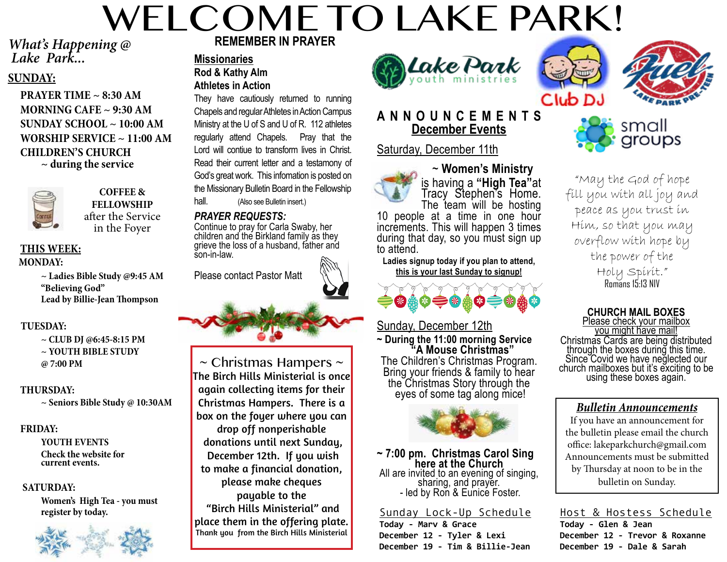# WELCOME TO LAKE PARK!

*What's Happening @ Lake Park...*

## SUNDAY:

**PRAYER TIME ~ 8:30 AM**
**MORNING CAFE ~ 9:30 AM**
**SUNDAY SCHOOL ~ 10:00 AM**
**WORSHIP SERVICE ~ 11:00 AM**
**CHILDREN'S CHURCH ~ during the service**

**COFFEE & FELLOWSHIP** after the Service in the Foyer

## THIS WEEK:

**MONDAY:**
~ Ladies Bible Study @9:45 AM "Believing God" Lead by Billie-Jean Thompson

**TUESDAY:**
~ CLUB DJ @6:45-8:15 PM
~ YOUTH BIBLE STUDY @ 7:00 PM

**THURSDAY:**
~ Seniors Bible Study @ 10:30AM

**FRIDAY:**
YOUTH EVENTS
Check the website for current events.

**SATURDAY:**
Women's High Tea - you must register by today.

## REMEMBER IN PRAYER

### Missionaries

**Rod & Kathy Alm**
**Athletes in Action**

They have cautiously returned to running Chapels and regular Athletes in Action Campus Ministry at the U of S and U of R. 112 athletes regularly attend Chapels. Pray that the Lord will contiue to transform lives in Christ. Read their current letter and a testamony of God's great work. This infomation is posted on the Missionary Bulletin Board in the Fellowship hall. (Also see Bulletin insert.)

***PRAYER REQUESTS:***

Continue to pray for Carla Swaby, her children and the Birkland family as they grieve the loss of a husband, father and son-in-law.

Please contact Pastor Matt

### ~ Christmas Hampers ~

The Birch Hills Ministerial is once again collecting items for their Christmas Hampers. There is a box on the foyer where you can drop off nonperishable donations until next Sunday, December 12th. If you wish to make a financial donation, please make cheques payable to the "Birch Hills Ministerial" and place them in the offering plate.

Thank you from the Birch Hills Ministerial

Lake Park youth ministries | Club DJ | Fuel Lake Park Pre-Teen | small groups

## ANNOUNCEMENTS

### December Events

**Saturday, December 11th**

**~ Women's Ministry** is having a **"High Tea"** at Tracy Stephen's Home. The team will be hosting 10 people at a time in one hour increments. This will happen 3 times during that day, so you must sign up to attend.

**Ladies signup today if you plan to attend, this is your last Sunday to signup!**

**Sunday, December 12th**

**~ During the 11:00 morning Service "A Mouse Christmas"**
The Children's Christmas Program. Bring your friends & family to hear the Christmas Story through the eyes of some tag along mice!

**~ 7:00 pm. Christmas Carol Sing here at the Church**
All are invited to an evening of singing, sharing, and prayer.
- led by Ron & Eunice Foster.

"May the God of hope fill you with all joy and peace as you trust in Him, so that you may overflow with hope by the power of the Holy Spirit."
Romans 15:13 NIV

### CHURCH MAIL BOXES

Please check your mailbox you might have mail!
Christmas Cards are being distributed through the boxes during this time. Since Covid we have neglected our church mailboxes but it's exciting to be using these boxes again.

### *Bulletin Announcements*

If you have an announcement for the bulletin please email the church office: lakeparkchurch@gmail.com Announcements must be submitted by Thursday at noon to be in the bulletin on Sunday.

### Sunday Lock-Up Schedule

**Today - Marv & Grace**
**December 12 - Tyler & Lexi**
**December 19 - Tim & Billie-Jean**

### Host & Hostess Schedule

**Today - Glen & Jean**
**December 12 - Trevor & Roxanne**
**December 19 - Dale & Sarah**